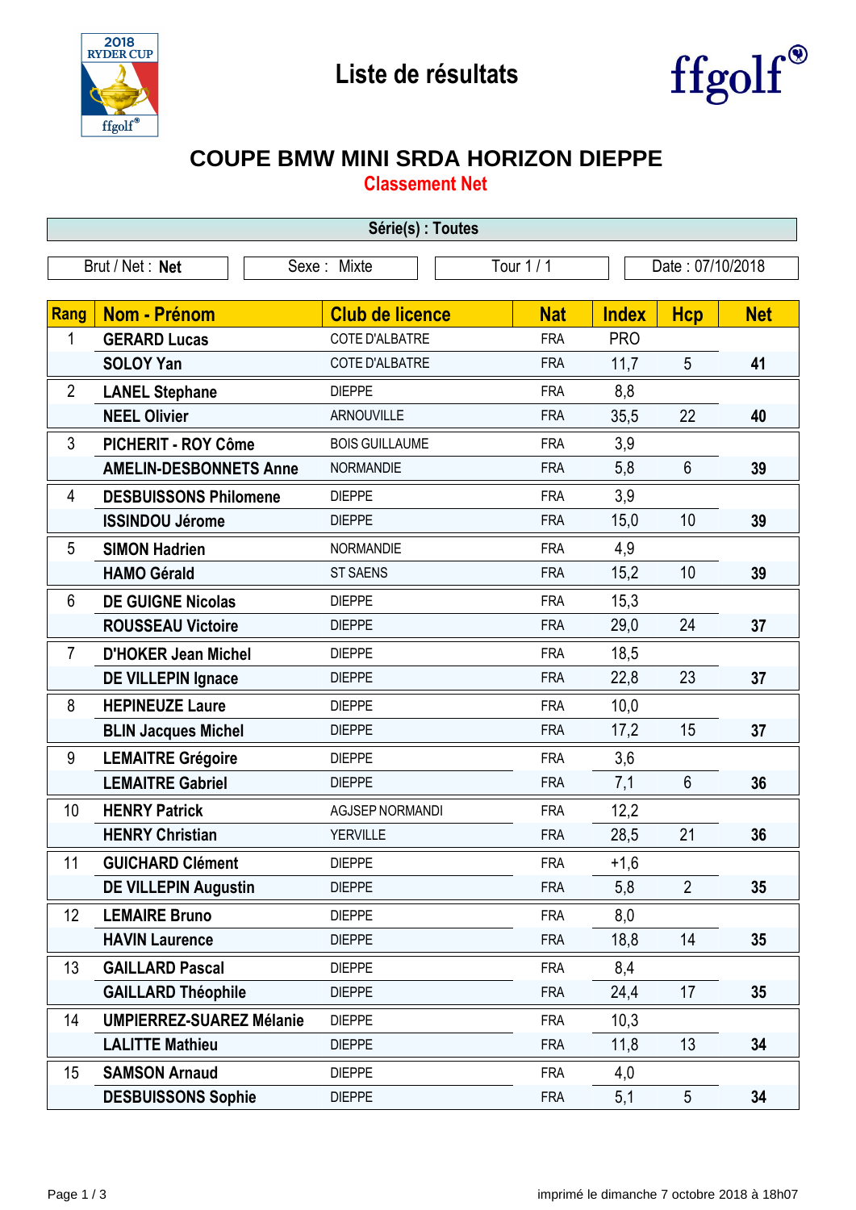# Liste de résultats

## COUPE BMW MINI SRDA HORIZON DIEPPE

### Classement Net

**Série(s) : Toutes**

| Brut / Net : **Net** | Sexe : Mixte | Tour 1 / 1 | Date : 07/10/2018 |
|---|---|---|---|

| Rang | Nom - Prénom | Club de licence | Nat | Index | Hcp | Net |
|---|---|---|---|---|---|---|
| 1 | **GERARD Lucas** | COTE D'ALBATRE | FRA | PRO | | |
| | **SOLOY Yan** | COTE D'ALBATRE | FRA | 11,7 | 5 | **41** |
| 2 | **LANEL Stephane** | DIEPPE | FRA | 8,8 | | |
| | **NEEL Olivier** | ARNOUVILLE | FRA | 35,5 | 22 | **40** |
| 3 | **PICHERIT - ROY Côme** | BOIS GUILLAUME | FRA | 3,9 | | |
| | **AMELIN-DESBONNETS Anne** | NORMANDIE | FRA | 5,8 | 6 | **39** |
| 4 | **DESBUISSONS Philomene** | DIEPPE | FRA | 3,9 | | |
| | **ISSINDOU Jérome** | DIEPPE | FRA | 15,0 | 10 | **39** |
| 5 | **SIMON Hadrien** | NORMANDIE | FRA | 4,9 | | |
| | **HAMO Gérald** | ST SAENS | FRA | 15,2 | 10 | **39** |
| 6 | **DE GUIGNE Nicolas** | DIEPPE | FRA | 15,3 | | |
| | **ROUSSEAU Victoire** | DIEPPE | FRA | 29,0 | 24 | **37** |
| 7 | **D'HOKER Jean Michel** | DIEPPE | FRA | 18,5 | | |
| | **DE VILLEPIN Ignace** | DIEPPE | FRA | 22,8 | 23 | **37** |
| 8 | **HEPINEUZE Laure** | DIEPPE | FRA | 10,0 | | |
| | **BLIN Jacques Michel** | DIEPPE | FRA | 17,2 | 15 | **37** |
| 9 | **LEMAITRE Grégoire** | DIEPPE | FRA | 3,6 | | |
| | **LEMAITRE Gabriel** | DIEPPE | FRA | 7,1 | 6 | **36** |
| 10 | **HENRY Patrick** | AGJSEP NORMANDI | FRA | 12,2 | | |
| | **HENRY Christian** | YERVILLE | FRA | 28,5 | 21 | **36** |
| 11 | **GUICHARD Clément** | DIEPPE | FRA | +1,6 | | |
| | **DE VILLEPIN Augustin** | DIEPPE | FRA | 5,8 | 2 | **35** |
| 12 | **LEMAIRE Bruno** | DIEPPE | FRA | 8,0 | | |
| | **HAVIN Laurence** | DIEPPE | FRA | 18,8 | 14 | **35** |
| 13 | **GAILLARD Pascal** | DIEPPE | FRA | 8,4 | | |
| | **GAILLARD Théophile** | DIEPPE | FRA | 24,4 | 17 | **35** |
| 14 | **UMPIERREZ-SUAREZ Mélanie** | DIEPPE | FRA | 10,3 | | |
| | **LALITTE Mathieu** | DIEPPE | FRA | 11,8 | 13 | **34** |
| 15 | **SAMSON Arnaud** | DIEPPE | FRA | 4,0 | | |
| | **DESBUISSONS Sophie** | DIEPPE | FRA | 5,1 | 5 | **34** |

imprimé le dimanche 7 octobre 2018 à 18h07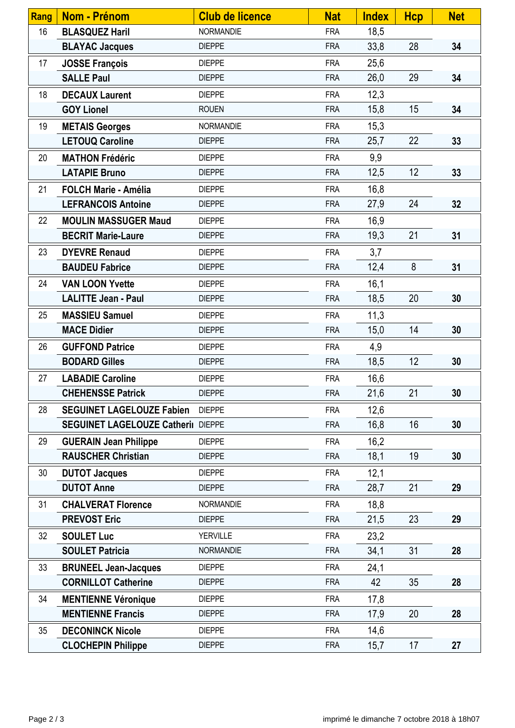| Rang | Nom - Prénom | Club de licence | Nat | Index | Hcp | Net |
| --- | --- | --- | --- | --- | --- | --- |
| 16 | **BLASQUEZ Haril** | NORMANDIE | FRA | 18,5 | | |
| | **BLAYAC Jacques** | DIEPPE | FRA | 33,8 | 28 | **34** |
| 17 | **JOSSE François** | DIEPPE | FRA | 25,6 | | |
| | **SALLE Paul** | DIEPPE | FRA | 26,0 | 29 | **34** |
| 18 | **DECAUX Laurent** | DIEPPE | FRA | 12,3 | | |
| | **GOY Lionel** | ROUEN | FRA | 15,8 | 15 | **34** |
| 19 | **METAIS Georges** | NORMANDIE | FRA | 15,3 | | |
| | **LETOUQ Caroline** | DIEPPE | FRA | 25,7 | 22 | **33** |
| 20 | **MATHON Frédéric** | DIEPPE | FRA | 9,9 | | |
| | **LATAPIE Bruno** | DIEPPE | FRA | 12,5 | 12 | **33** |
| 21 | **FOLCH Marie - Amélia** | DIEPPE | FRA | 16,8 | | |
| | **LEFRANCOIS Antoine** | DIEPPE | FRA | 27,9 | 24 | **32** |
| 22 | **MOULIN MASSUGER Maud** | DIEPPE | FRA | 16,9 | | |
| | **BECRIT Marie-Laure** | DIEPPE | FRA | 19,3 | 21 | **31** |
| 23 | **DYEVRE Renaud** | DIEPPE | FRA | 3,7 | | |
| | **BAUDEU Fabrice** | DIEPPE | FRA | 12,4 | 8 | **31** |
| 24 | **VAN LOON Yvette** | DIEPPE | FRA | 16,1 | | |
| | **LALITTE Jean - Paul** | DIEPPE | FRA | 18,5 | 20 | **30** |
| 25 | **MASSIEU Samuel** | DIEPPE | FRA | 11,3 | | |
| | **MACE Didier** | DIEPPE | FRA | 15,0 | 14 | **30** |
| 26 | **GUFFOND Patrice** | DIEPPE | FRA | 4,9 | | |
| | **BODARD Gilles** | DIEPPE | FRA | 18,5 | 12 | **30** |
| 27 | **LABADIE Caroline** | DIEPPE | FRA | 16,6 | | |
| | **CHEHENSSE Patrick** | DIEPPE | FRA | 21,6 | 21 | **30** |
| 28 | **SEGUINET LAGELOUZE Fabien** | DIEPPE | FRA | 12,6 | | |
| | **SEGUINET LAGELOUZE Catherii** | DIEPPE | FRA | 16,8 | 16 | **30** |
| 29 | **GUERAIN Jean Philippe** | DIEPPE | FRA | 16,2 | | |
| | **RAUSCHER Christian** | DIEPPE | FRA | 18,1 | 19 | **30** |
| 30 | **DUTOT Jacques** | DIEPPE | FRA | 12,1 | | |
| | **DUTOT Anne** | DIEPPE | FRA | 28,7 | 21 | **29** |
| 31 | **CHALVERAT Florence** | NORMANDIE | FRA | 18,8 | | |
| | **PREVOST Eric** | DIEPPE | FRA | 21,5 | 23 | **29** |
| 32 | **SOULET Luc** | YERVILLE | FRA | 23,2 | | |
| | **SOULET Patricia** | NORMANDIE | FRA | 34,1 | 31 | **28** |
| 33 | **BRUNEEL Jean-Jacques** | DIEPPE | FRA | 24,1 | | |
| | **CORNILLOT Catherine** | DIEPPE | FRA | 42 | 35 | **28** |
| 34 | **MENTIENNE Véronique** | DIEPPE | FRA | 17,8 | | |
| | **MENTIENNE Francis** | DIEPPE | FRA | 17,9 | 20 | **28** |
| 35 | **DECONINCK Nicole** | DIEPPE | FRA | 14,6 | | |
| | **CLOCHEPIN Philippe** | DIEPPE | FRA | 15,7 | 17 | **27** |

imprimé le dimanche 7 octobre 2018 à 18h07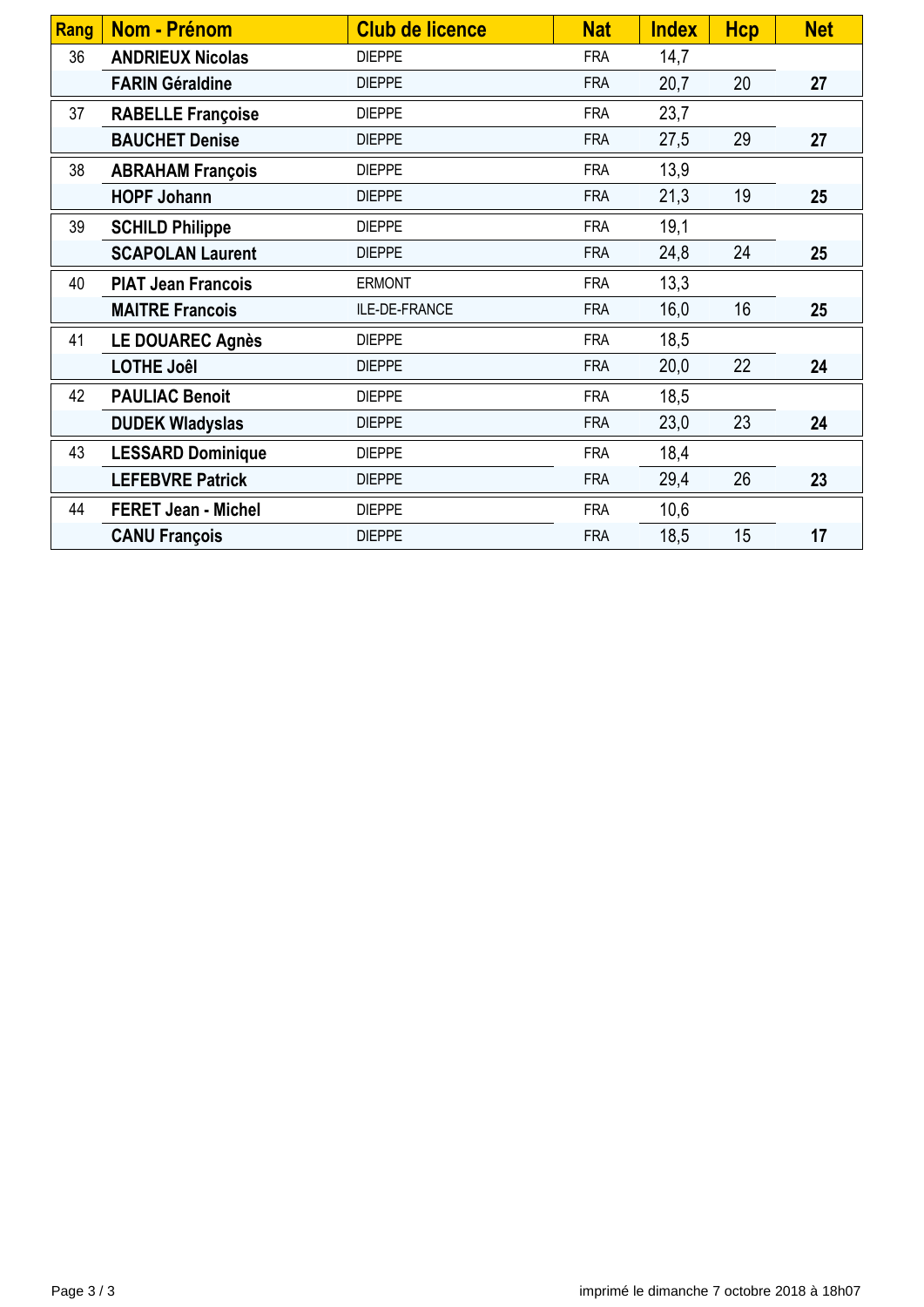| Rang | Nom - Prénom | Club de licence | Nat | Index | Hcp | Net |
|---|---|---|---|---|---|---|
| 36 | **ANDRIEUX Nicolas** | DIEPPE | FRA | 14,7 | | |
| | **FARIN Géraldine** | DIEPPE | FRA | 20,7 | 20 | **27** |
| 37 | **RABELLE Françoise** | DIEPPE | FRA | 23,7 | | |
| | **BAUCHET Denise** | DIEPPE | FRA | 27,5 | 29 | **27** |
| 38 | **ABRAHAM François** | DIEPPE | FRA | 13,9 | | |
| | **HOPF Johann** | DIEPPE | FRA | 21,3 | 19 | **25** |
| 39 | **SCHILD Philippe** | DIEPPE | FRA | 19,1 | | |
| | **SCAPOLAN Laurent** | DIEPPE | FRA | 24,8 | 24 | **25** |
| 40 | **PIAT Jean Francois** | ERMONT | FRA | 13,3 | | |
| | **MAITRE Francois** | ILE-DE-FRANCE | FRA | 16,0 | 16 | **25** |
| 41 | **LE DOUAREC Agnès** | DIEPPE | FRA | 18,5 | | |
| | **LOTHE Joêl** | DIEPPE | FRA | 20,0 | 22 | **24** |
| 42 | **PAULIAC Benoit** | DIEPPE | FRA | 18,5 | | |
| | **DUDEK Wladyslas** | DIEPPE | FRA | 23,0 | 23 | **24** |
| 43 | **LESSARD Dominique** | DIEPPE | FRA | 18,4 | | |
| | **LEFEBVRE Patrick** | DIEPPE | FRA | 29,4 | 26 | **23** |
| 44 | **FERET Jean - Michel** | DIEPPE | FRA | 10,6 | | |
| | **CANU François** | DIEPPE | FRA | 18,5 | 15 | **17** |

imprimé le dimanche 7 octobre 2018 à 18h07